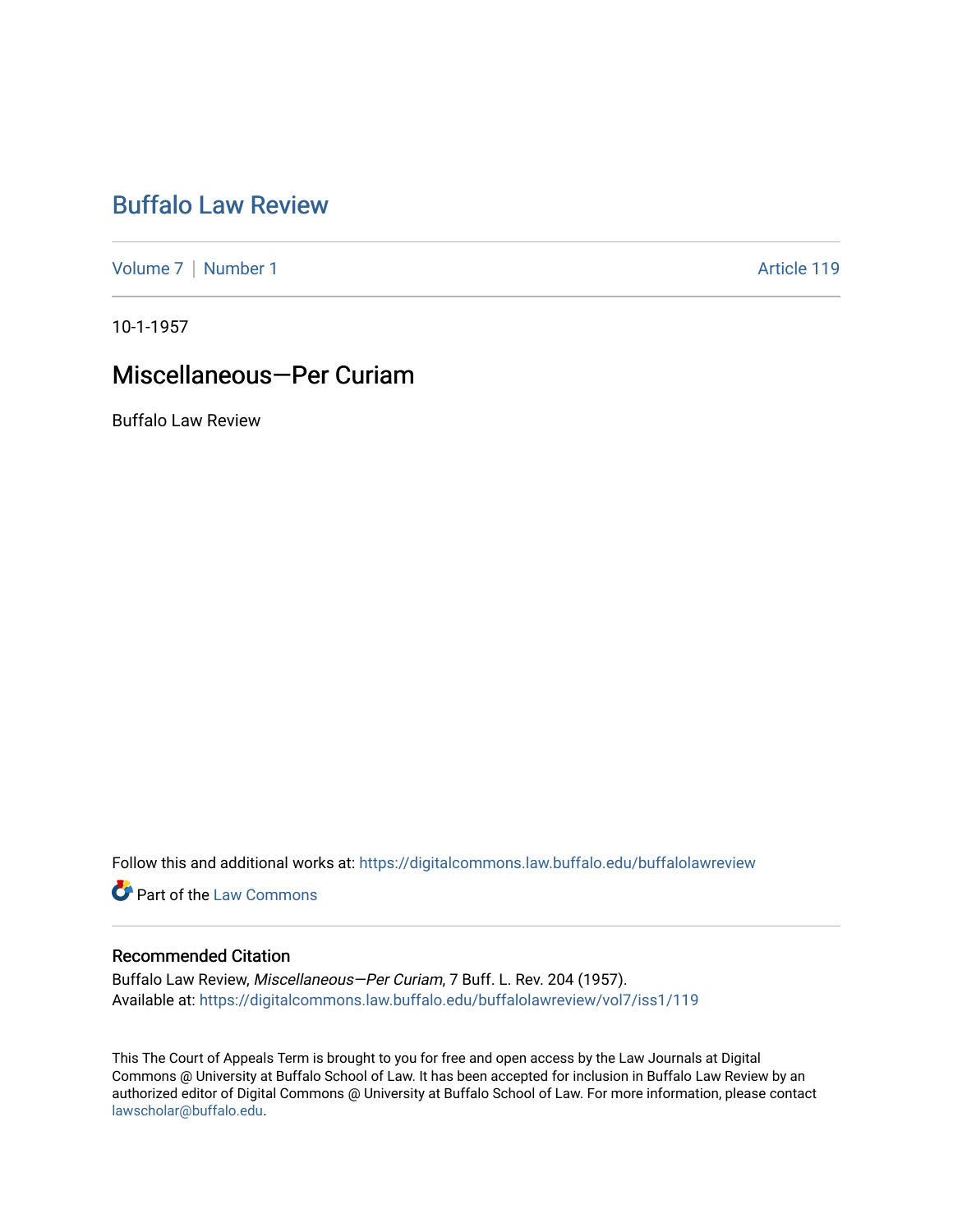# Buffalo Law Review

Volume 7 | Number 1 | Article 119

10-1-1957

## Miscellaneous—Per Curiam

Buffalo Law Review

Follow this and additional works at: https://digitalcommons.law.buffalo.edu/buffalolawreview

Part of the Law Commons

### Recommended Citation

Buffalo Law Review, *Miscellaneous—Per Curiam*, 7 Buff. L. Rev. 204 (1957).
Available at: https://digitalcommons.law.buffalo.edu/buffalolawreview/vol7/iss1/119

This The Court of Appeals Term is brought to you for free and open access by the Law Journals at Digital Commons @ University at Buffalo School of Law. It has been accepted for inclusion in Buffalo Law Review by an authorized editor of Digital Commons @ University at Buffalo School of Law. For more information, please contact lawscholar@buffalo.edu.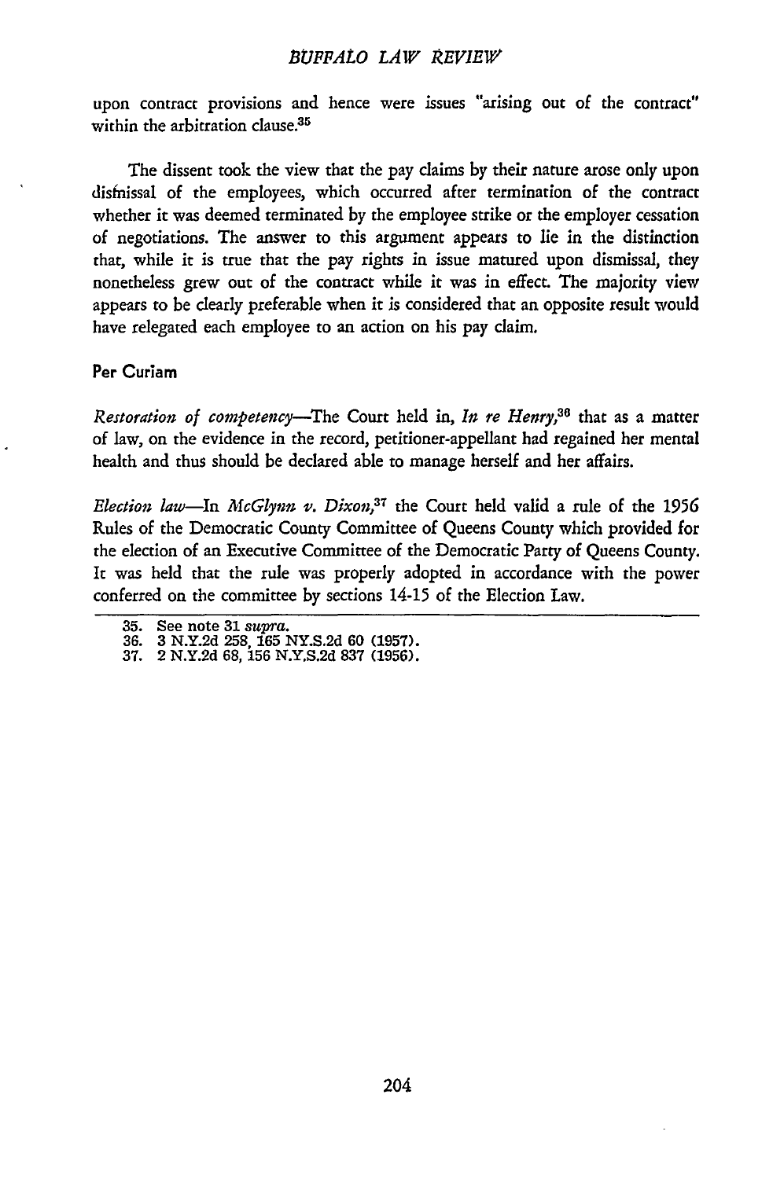upon contract provisions and hence were issues "arising out of the contract" within the arbitration clause.[35]

The dissent took the view that the pay claims by their nature arose only upon dismissal of the employees, which occurred after termination of the contract whether it was deemed terminated by the employee strike or the employer cessation of negotiations. The answer to this argument appears to lie in the distinction that, while it is true that the pay rights in issue matured upon dismissal, they nonetheless grew out of the contract while it was in effect. The majority view appears to be clearly preferable when it is considered that an opposite result would have relegated each employee to an action on his pay claim.

#### Per Curiam

*Restoration of competency*—The Court held in, *In re Henry*,[36] that as a matter of law, on the evidence in the record, petitioner-appellant had regained her mental health and thus should be declared able to manage herself and her affairs.

*Election law*—In *McGlynn v. Dixon*,[37] the Court held valid a rule of the 1956 Rules of the Democratic County Committee of Queens County which provided for the election of an Executive Committee of the Democratic Party of Queens County. It was held that the rule was properly adopted in accordance with the power conferred on the committee by sections 14-15 of the Election Law.

---

35. See note 31 *supra*.
36. 3 N.Y.2d 258, 165 NY.S.2d 60 (1957).
37. 2 N.Y.2d 68, 156 N.Y.S.2d 837 (1956).